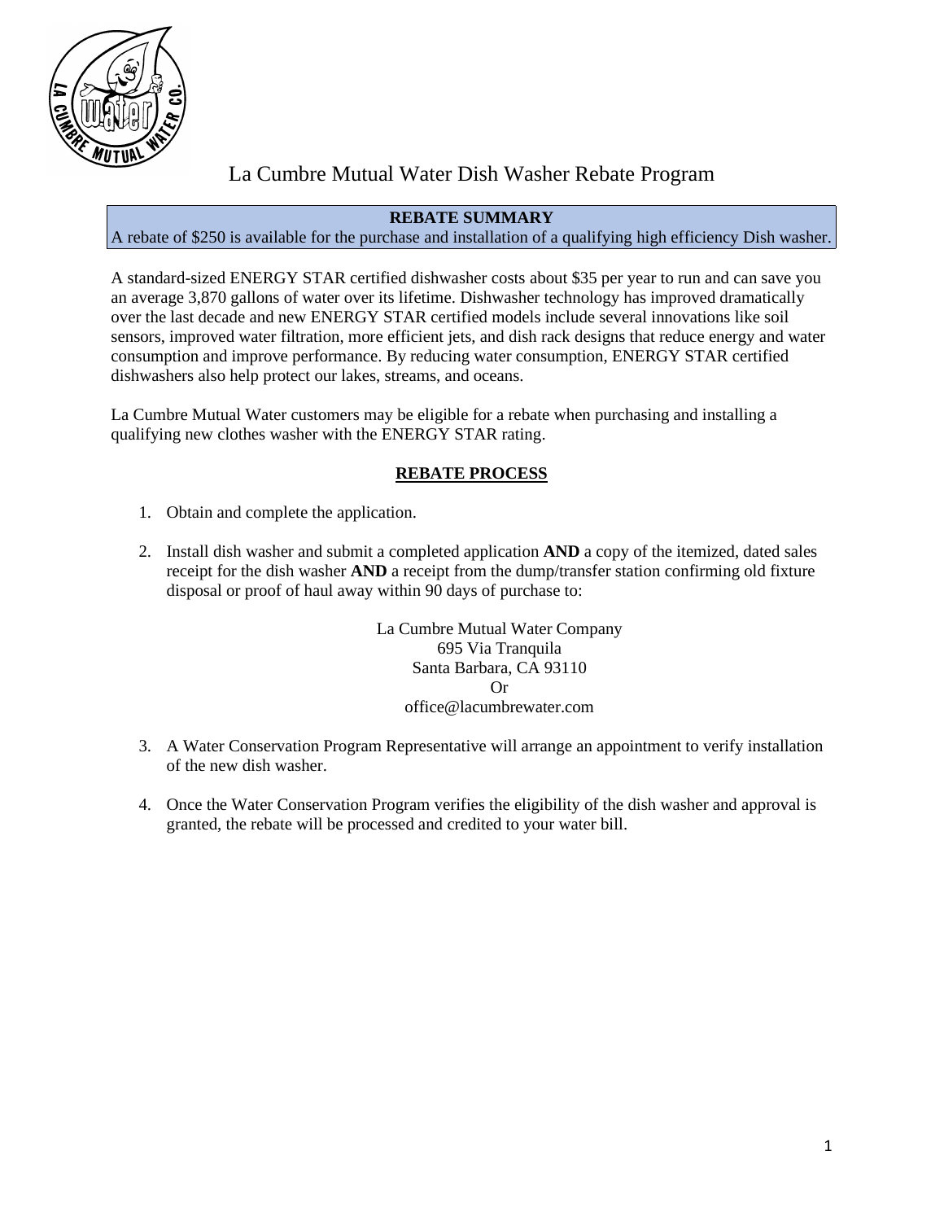# La Cumbre Mutual Water Dish Washer Rebate Program

**REBATE SUMMARY**

A rebate of $250 is available for the purchase and installation of a qualifying high efficiency Dish washer.

A standard-sized ENERGY STAR certified dishwasher costs about $35 per year to run and can save you an average 3,870 gallons of water over its lifetime. Dishwasher technology has improved dramatically over the last decade and new ENERGY STAR certified models include several innovations like soil sensors, improved water filtration, more efficient jets, and dish rack designs that reduce energy and water consumption and improve performance. By reducing water consumption, ENERGY STAR certified dishwashers also help protect our lakes, streams, and oceans.

La Cumbre Mutual Water customers may be eligible for a rebate when purchasing and installing a qualifying new clothes washer with the ENERGY STAR rating.

## REBATE PROCESS

1. Obtain and complete the application.

2. Install dish washer and submit a completed application **AND** a copy of the itemized, dated sales receipt for the dish washer **AND** a receipt from the dump/transfer station confirming old fixture disposal or proof of haul away within 90 days of purchase to:

   La Cumbre Mutual Water Company
   695 Via Tranquila
   Santa Barbara, CA 93110
   Or
   office@lacumbrewater.com

3. A Water Conservation Program Representative will arrange an appointment to verify installation of the new dish washer.

4. Once the Water Conservation Program verifies the eligibility of the dish washer and approval is granted, the rebate will be processed and credited to your water bill.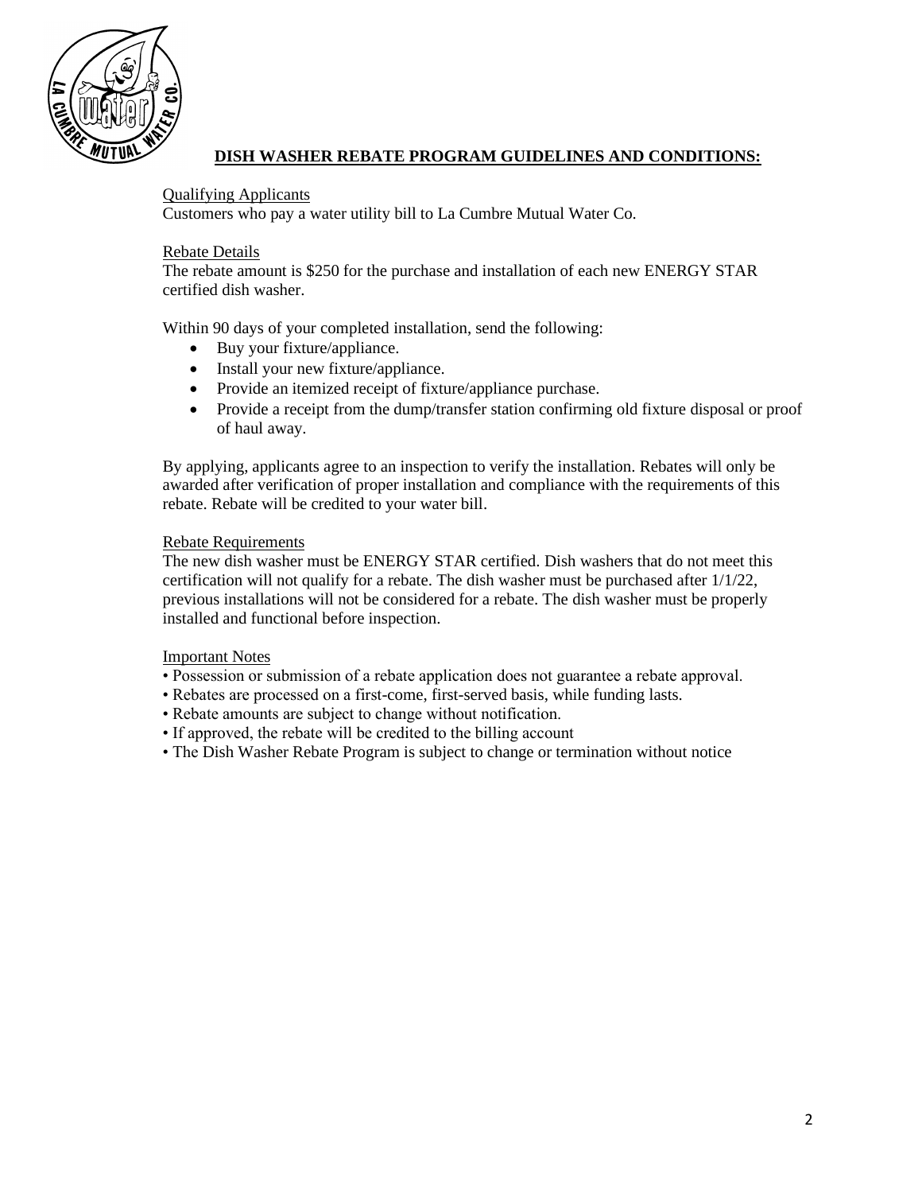# DISH WASHER REBATE PROGRAM GUIDELINES AND CONDITIONS:

## Qualifying Applicants

Customers who pay a water utility bill to La Cumbre Mutual Water Co.

## Rebate Details

The rebate amount is $250 for the purchase and installation of each new ENERGY STAR certified dish washer.

Within 90 days of your completed installation, send the following:

- Buy your fixture/appliance.
- Install your new fixture/appliance.
- Provide an itemized receipt of fixture/appliance purchase.
- Provide a receipt from the dump/transfer station confirming old fixture disposal or proof of haul away.

By applying, applicants agree to an inspection to verify the installation. Rebates will only be awarded after verification of proper installation and compliance with the requirements of this rebate. Rebate will be credited to your water bill.

## Rebate Requirements

The new dish washer must be ENERGY STAR certified. Dish washers that do not meet this certification will not qualify for a rebate. The dish washer must be purchased after 1/1/22, previous installations will not be considered for a rebate. The dish washer must be properly installed and functional before inspection.

## Important Notes

- Possession or submission of a rebate application does not guarantee a rebate approval.
- Rebates are processed on a first-come, first-served basis, while funding lasts.
- Rebate amounts are subject to change without notification.
- If approved, the rebate will be credited to the billing account
- The Dish Washer Rebate Program is subject to change or termination without notice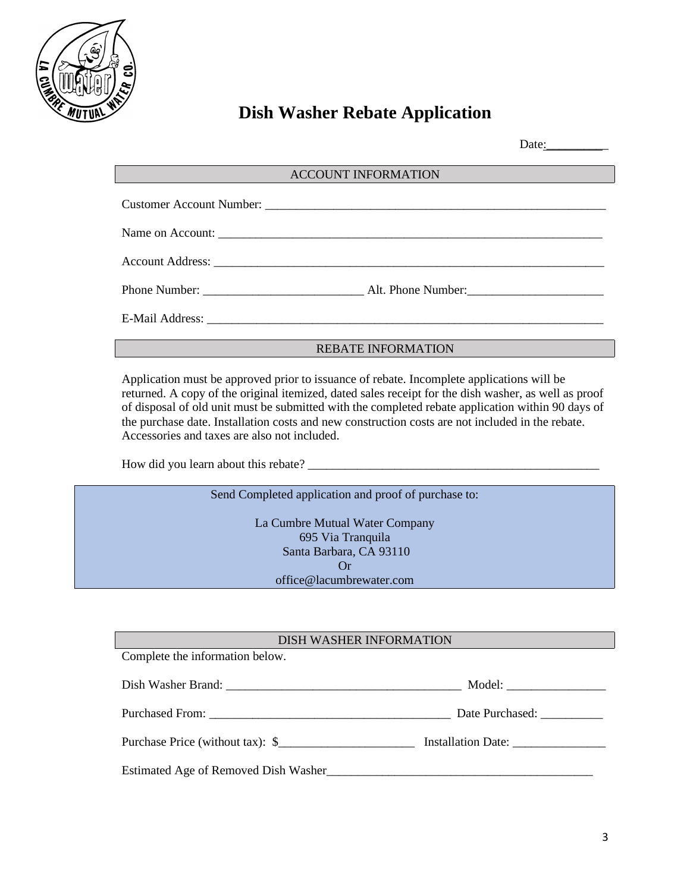# Dish Washer Rebate Application

Date:__________

## ACCOUNT INFORMATION

Customer Account Number: ___________________________________________________________

Name on Account: _________________________________________________________________

Account Address: _________________________________________________________________

Phone Number: __________________________ Alt. Phone Number:______________________

E-Mail Address: __________________________________________________________________

## REBATE INFORMATION

Application must be approved prior to issuance of rebate. Incomplete applications will be returned. A copy of the original itemized, dated sales receipt for the dish washer, as well as proof of disposal of old unit must be submitted with the completed rebate application within 90 days of the purchase date. Installation costs and new construction costs are not included in the rebate. Accessories and taxes are also not included.

How did you learn about this rebate? ______________________________________________

Send Completed application and proof of purchase to:

La Cumbre Mutual Water Company
695 Via Tranquila
Santa Barbara, CA 93110
Or
office@lacumbrewater.com

## DISH WASHER INFORMATION

Complete the information below.

Dish Washer Brand: ______________________________________ Model: ________________

Purchased From: _______________________________________ Date Purchased: __________

Purchase Price (without tax): $______________________ Installation Date: _______________

Estimated Age of Removed Dish Washer_____________________________________________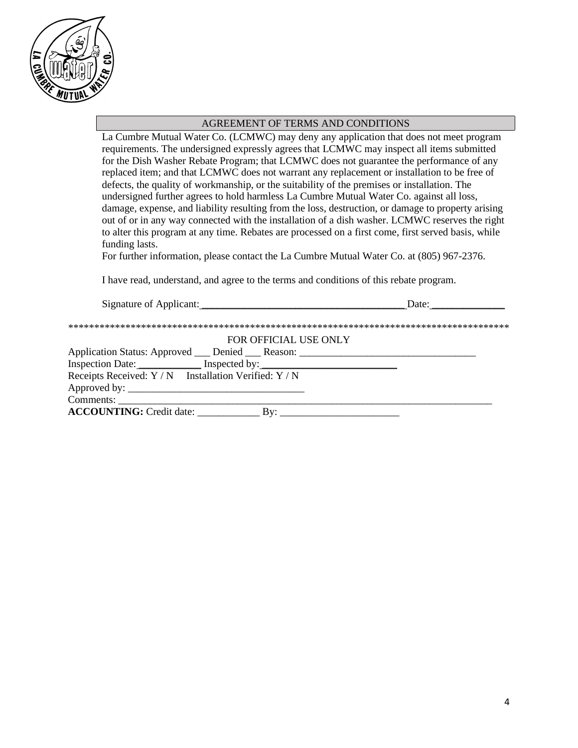## AGREEMENT OF TERMS AND CONDITIONS

La Cumbre Mutual Water Co. (LCMWC) may deny any application that does not meet program requirements. The undersigned expressly agrees that LCMWC may inspect all items submitted for the Dish Washer Rebate Program; that LCMWC does not guarantee the performance of any replaced item; and that LCMWC does not warrant any replacement or installation to be free of defects, the quality of workmanship, or the suitability of the premises or installation. The undersigned further agrees to hold harmless La Cumbre Mutual Water Co. against all loss, damage, expense, and liability resulting from the loss, destruction, or damage to property arising out of or in any way connected with the installation of a dish washer. LCMWC reserves the right to alter this program at any time. Rebates are processed on a first come, first served basis, while funding lasts.

For further information, please contact the La Cumbre Mutual Water Co. at (805) 967-2376.

I have read, understand, and agree to the terms and conditions of this rebate program.

Signature of Applicant:________________________________________ Date:______________

***************************************************************************************

FOR OFFICIAL USE ONLY

Application Status: Approved ___ Denied ___ Reason: __________________________________

Inspection Date:____________ Inspected by:__________________________

Receipts Received: Y / N Installation Verified: Y / N

Approved by: __________________________________

Comments: ___________________________________________________________________________

**ACCOUNTING:** Credit date: ____________ By: _______________________